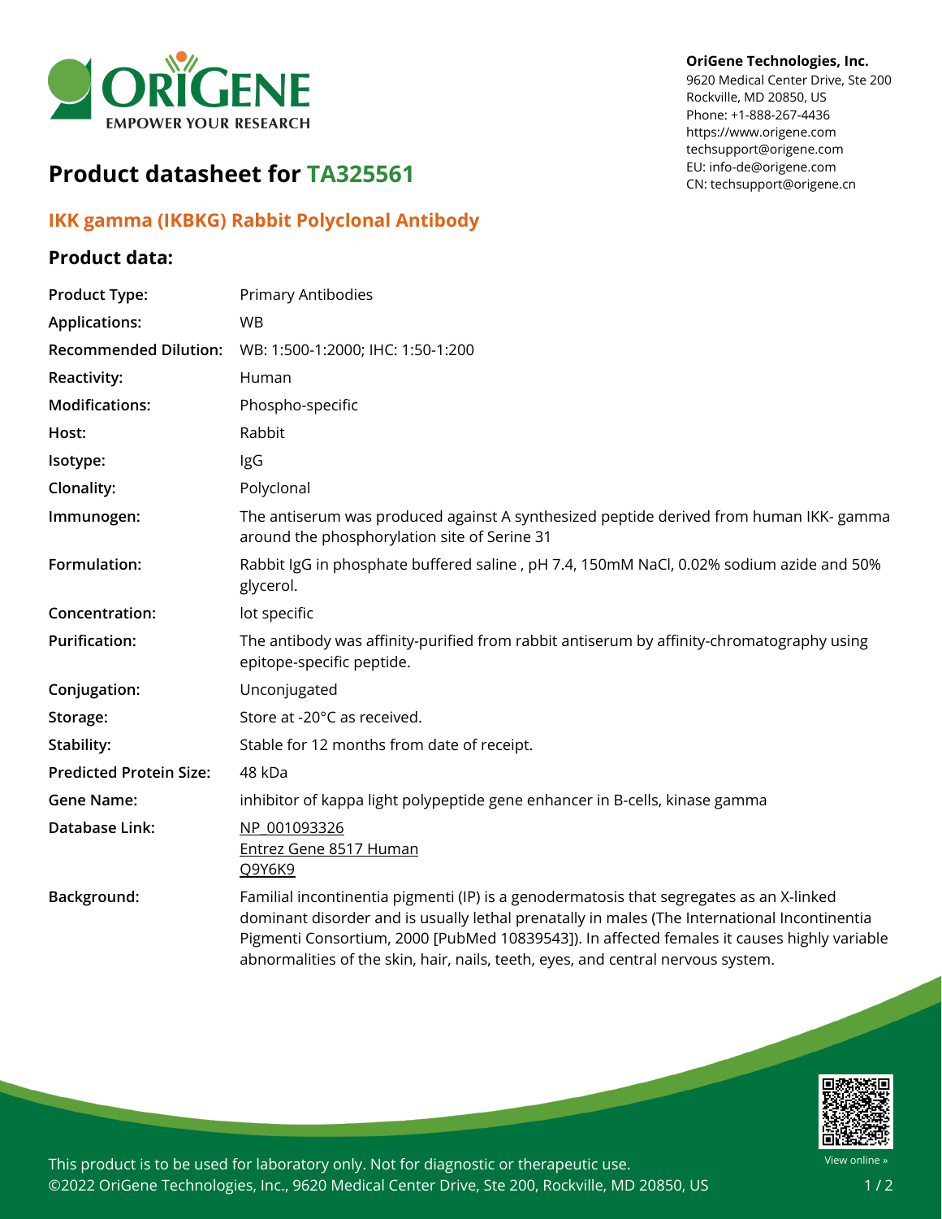OriGene Technologies, Inc.
9620 Medical Center Drive, Ste 200
Rockville, MD 20850, US
Phone: +1-888-267-4436
https://www.origene.com
techsupport@origene.com
EU: info-de@origene.com
CN: techsupport@origene.cn

# Product datasheet for TA325561

## IKK gamma (IKBKG) Rabbit Polyclonal Antibody

### Product data:

| | |
|---|---|
| **Product Type:** | Primary Antibodies |
| **Applications:** | WB |
| **Recommended Dilution:** | WB: 1:500-1:2000; IHC: 1:50-1:200 |
| **Reactivity:** | Human |
| **Modifications:** | Phospho-specific |
| **Host:** | Rabbit |
| **Isotype:** | IgG |
| **Clonality:** | Polyclonal |
| **Immunogen:** | The antiserum was produced against A synthesized peptide derived from human IKK- gamma around the phosphorylation site of Serine 31 |
| **Formulation:** | Rabbit IgG in phosphate buffered saline , pH 7.4, 150mM NaCl, 0.02% sodium azide and 50% glycerol. |
| **Concentration:** | lot specific |
| **Purification:** | The antibody was affinity-purified from rabbit antiserum by affinity-chromatography using epitope-specific peptide. |
| **Conjugation:** | Unconjugated |
| **Storage:** | Store at -20°C as received. |
| **Stability:** | Stable for 12 months from date of receipt. |
| **Predicted Protein Size:** | 48 kDa |
| **Gene Name:** | inhibitor of kappa light polypeptide gene enhancer in B-cells, kinase gamma |
| **Database Link:** | NP_001093326<br>Entrez Gene 8517 Human<br>Q9Y6K9 |
| **Background:** | Familial incontinentia pigmenti (IP) is a genodermatosis that segregates as an X-linked dominant disorder and is usually lethal prenatally in males (The International Incontinentia Pigmenti Consortium, 2000 [PubMed 10839543]). In affected females it causes highly variable abnormalities of the skin, hair, nails, teeth, eyes, and central nervous system. |

This product is to be used for laboratory only. Not for diagnostic or therapeutic use.
©2022 OriGene Technologies, Inc., 9620 Medical Center Drive, Ste 200, Rockville, MD 20850, US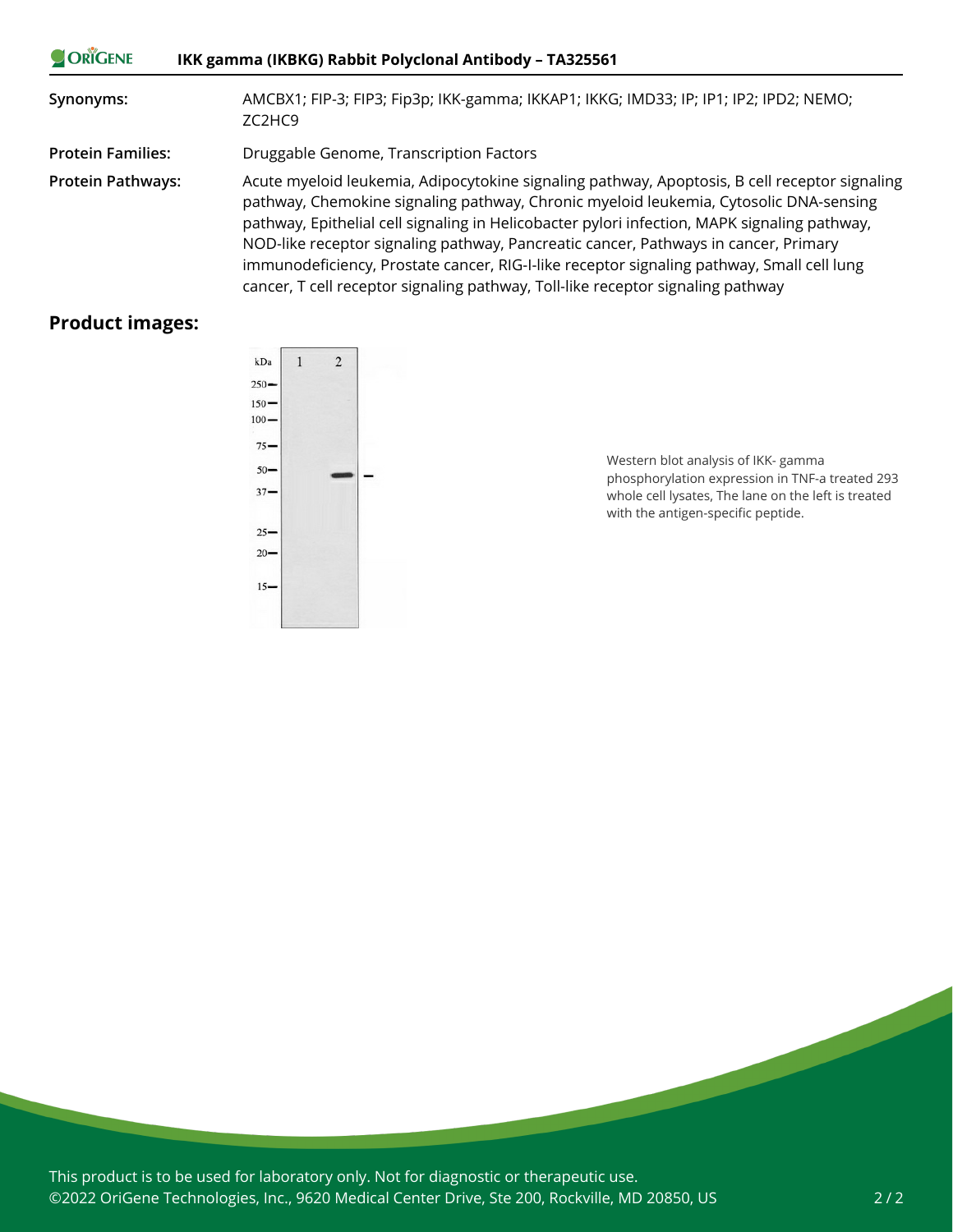| | |
| --- | --- |
| **Synonyms:** | AMCBX1; FIP-3; FIP3; Fip3p; IKK-gamma; IKKAP1; IKKG; IMD33; IP; IP1; IP2; IPD2; NEMO; ZC2HC9 |
| **Protein Families:** | Druggable Genome, Transcription Factors |
| **Protein Pathways:** | Acute myeloid leukemia, Adipocytokine signaling pathway, Apoptosis, B cell receptor signaling pathway, Chemokine signaling pathway, Chronic myeloid leukemia, Cytosolic DNA-sensing pathway, Epithelial cell signaling in Helicobacter pylori infection, MAPK signaling pathway, NOD-like receptor signaling pathway, Pancreatic cancer, Pathways in cancer, Primary immunodeficiency, Prostate cancer, RIG-I-like receptor signaling pathway, Small cell lung cancer, T cell receptor signaling pathway, Toll-like receptor signaling pathway |

## Product images:

kDa
1
2
250
150
100
75
50
37
25
20
15

Western blot analysis of IKK- gamma phosphorylation expression in TNF-a treated 293 whole cell lysates, The lane on the left is treated with the antigen-specific peptide.